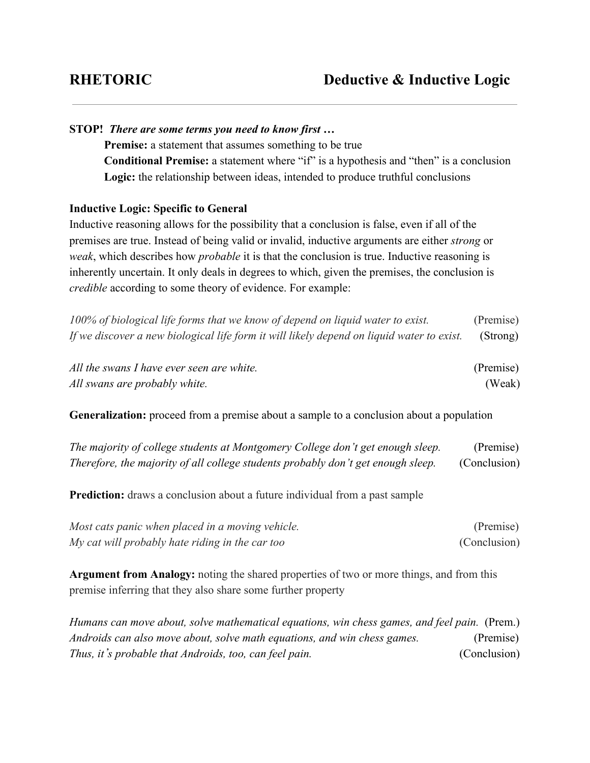# RHETORIC — Deductive & Inductive Logic

**STOP!** ***There are some terms you need to know first …***

- **Premise:** a statement that assumes something to be true
- **Conditional Premise:** a statement where "if" is a hypothesis and "then" is a conclusion
- **Logic:** the relationship between ideas, intended to produce truthful conclusions

**Inductive Logic: Specific to General**

Inductive reasoning allows for the possibility that a conclusion is false, even if all of the premises are true. Instead of being valid or invalid, inductive arguments are either *strong* or *weak*, which describes how *probable* it is that the conclusion is true. Inductive reasoning is inherently uncertain. It only deals in degrees to which, given the premises, the conclusion is *credible* according to some theory of evidence. For example:

*100% of biological life forms that we know of depend on liquid water to exist.* (Premise)
*If we discover a new biological life form it will likely depend on liquid water to exist.* (Strong)

*All the swans I have ever seen are white.* (Premise)
*All swans are probably white.* (Weak)

**Generalization:** proceed from a premise about a sample to a conclusion about a population

*The majority of college students at Montgomery College don't get enough sleep.* (Premise)
*Therefore, the majority of all college students probably don't get enough sleep.* (Conclusion)

**Prediction:** draws a conclusion about a future individual from a past sample

*Most cats panic when placed in a moving vehicle.* (Premise)
*My cat will probably hate riding in the car too* (Conclusion)

**Argument from Analogy:** noting the shared properties of two or more things, and from this premise inferring that they also share some further property

*Humans can move about, solve mathematical equations, win chess games, and feel pain.* (Prem.)
*Androids can also move about, solve math equations, and win chess games.* (Premise)
*Thus, it's probable that Androids, too, can feel pain.* (Conclusion)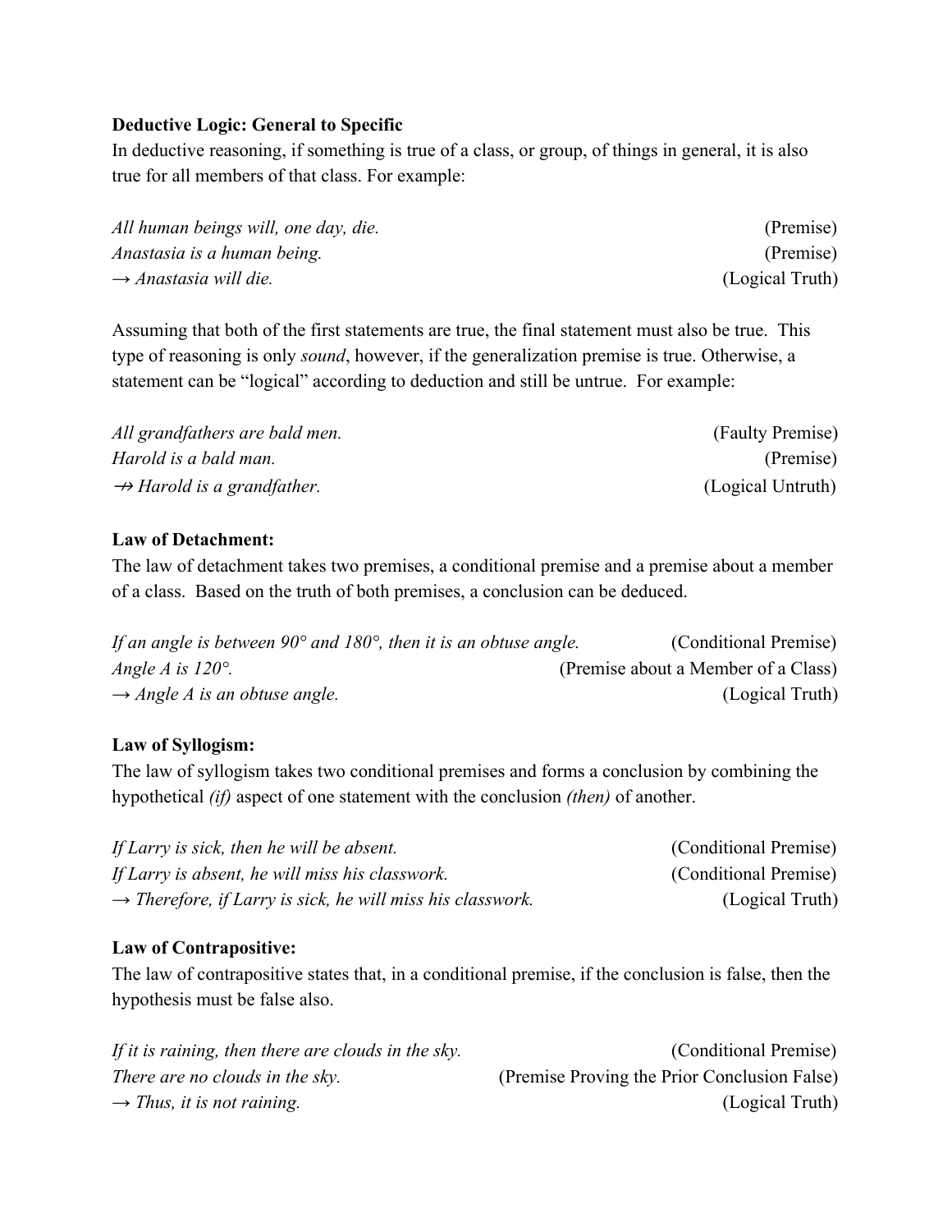**Deductive Logic: General to Specific**

In deductive reasoning, if something is true of a class, or group, of things in general, it is also true for all members of that class. For example:

| | |
|---|---|
| *All human beings will, one day, die.* | (Premise) |
| *Anastasia is a human being.* | (Premise) |
| → *Anastasia will die.* | (Logical Truth) |

Assuming that both of the first statements are true, the final statement must also be true. This type of reasoning is only *sound*, however, if the generalization premise is true. Otherwise, a statement can be "logical" according to deduction and still be untrue. For example:

| | |
|---|---|
| *All grandfathers are bald men.* | (Faulty Premise) |
| *Harold is a bald man.* | (Premise) |
| ↛ *Harold is a grandfather.* | (Logical Untruth) |

**Law of Detachment:**

The law of detachment takes two premises, a conditional premise and a premise about a member of a class. Based on the truth of both premises, a conclusion can be deduced.

| | |
|---|---|
| *If an angle is between 90° and 180°, then it is an obtuse angle.* | (Conditional Premise) |
| *Angle A is 120°.* | (Premise about a Member of a Class) |
| → *Angle A is an obtuse angle.* | (Logical Truth) |

**Law of Syllogism:**

The law of syllogism takes two conditional premises and forms a conclusion by combining the hypothetical *(if)* aspect of one statement with the conclusion *(then)* of another.

| | |
|---|---|
| *If Larry is sick, then he will be absent.* | (Conditional Premise) |
| *If Larry is absent, he will miss his classwork.* | (Conditional Premise) |
| → *Therefore, if Larry is sick, he will miss his classwork.* | (Logical Truth) |

**Law of Contrapositive:**

The law of contrapositive states that, in a conditional premise, if the conclusion is false, then the hypothesis must be false also.

| | |
|---|---|
| *If it is raining, then there are clouds in the sky.* | (Conditional Premise) |
| *There are no clouds in the sky.* | (Premise Proving the Prior Conclusion False) |
| → *Thus, it is not raining.* | (Logical Truth) |